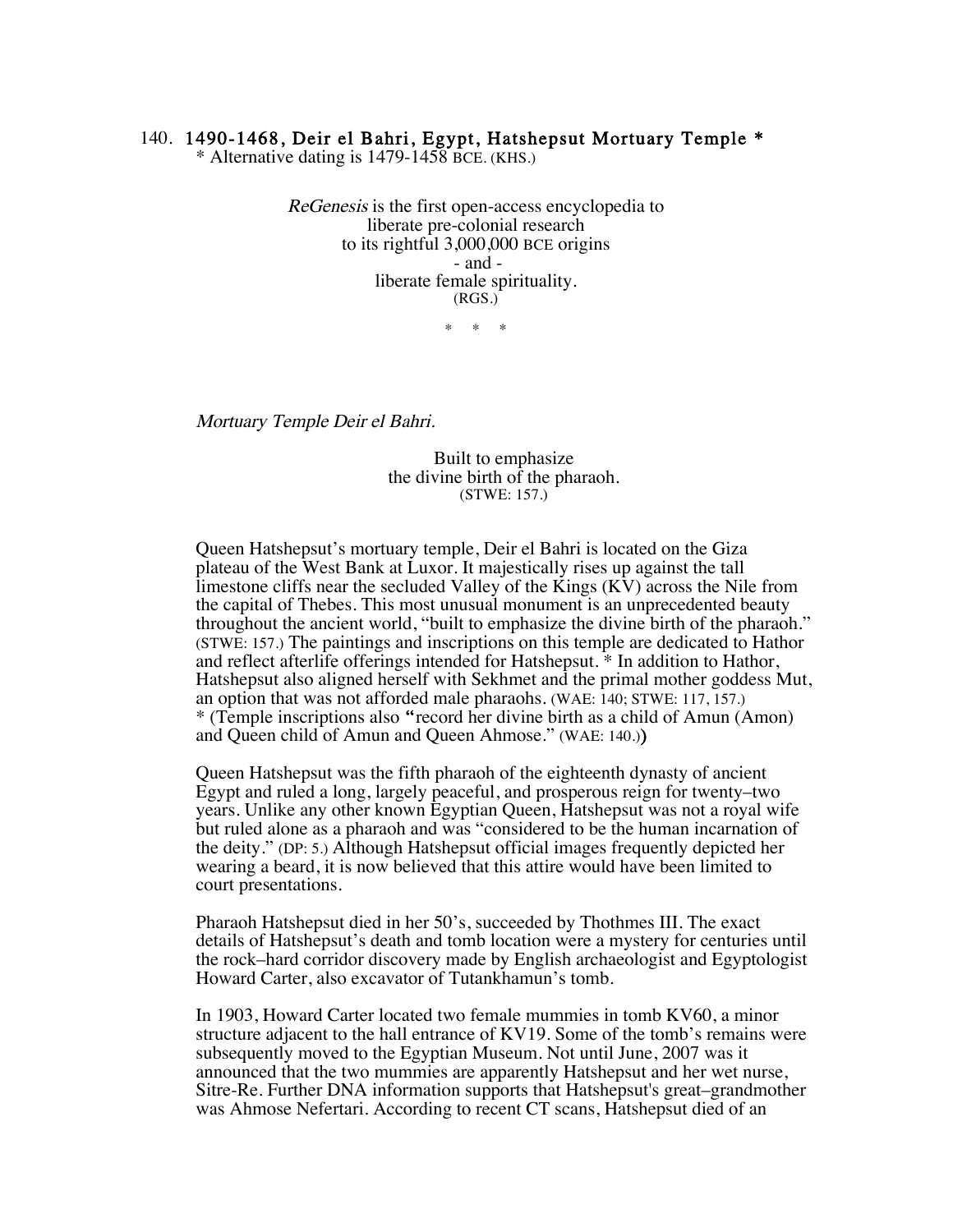## 140. 1490-1468, Deir el Bahri, Egypt, Hatshepsut Mortuary Temple *

* Alternative dating is 1479-1458 BCE. (KHS.)

*ReGenesis* is the first open-access encyclopedia to
liberate pre-colonial research
to its rightful 3,000,000 BCE origins
- and -
liberate female spirituality.
(RGS.)

\* \* \*

*Mortuary Temple Deir el Bahri.*

Built to emphasize
the divine birth of the pharaoh.
(STWE: 157.)

Queen Hatshepsut's mortuary temple, Deir el Bahri is located on the Giza plateau of the West Bank at Luxor. It majestically rises up against the tall limestone cliffs near the secluded Valley of the Kings (KV) across the Nile from the capital of Thebes. This most unusual monument is an unprecedented beauty throughout the ancient world, "built to emphasize the divine birth of the pharaoh." (STWE: 157.) The paintings and inscriptions on this temple are dedicated to Hathor and reflect afterlife offerings intended for Hatshepsut. * In addition to Hathor, Hatshepsut also aligned herself with Sekhmet and the primal mother goddess Mut, an option that was not afforded male pharaohs. (WAE: 140; STWE: 117, 157.) * (Temple inscriptions also **"**record her divine birth as a child of Amun (Amon) and Queen child of Amun and Queen Ahmose." (WAE: 140.)**)**

Queen Hatshepsut was the fifth pharaoh of the eighteenth dynasty of ancient Egypt and ruled a long, largely peaceful, and prosperous reign for twenty–two years. Unlike any other known Egyptian Queen, Hatshepsut was not a royal wife but ruled alone as a pharaoh and was "considered to be the human incarnation of the deity." (DP: 5.) Although Hatshepsut official images frequently depicted her wearing a beard, it is now believed that this attire would have been limited to court presentations.

Pharaoh Hatshepsut died in her 50's, succeeded by Thothmes III. The exact details of Hatshepsut's death and tomb location were a mystery for centuries until the rock–hard corridor discovery made by English archaeologist and Egyptologist Howard Carter, also excavator of Tutankhamun's tomb.

In 1903, Howard Carter located two female mummies in tomb KV60, a minor structure adjacent to the hall entrance of KV19. Some of the tomb's remains were subsequently moved to the Egyptian Museum. Not until June, 2007 was it announced that the two mummies are apparently Hatshepsut and her wet nurse, Sitre-Re. Further DNA information supports that Hatshepsut's great–grandmother was Ahmose Nefertari. According to recent CT scans, Hatshepsut died of an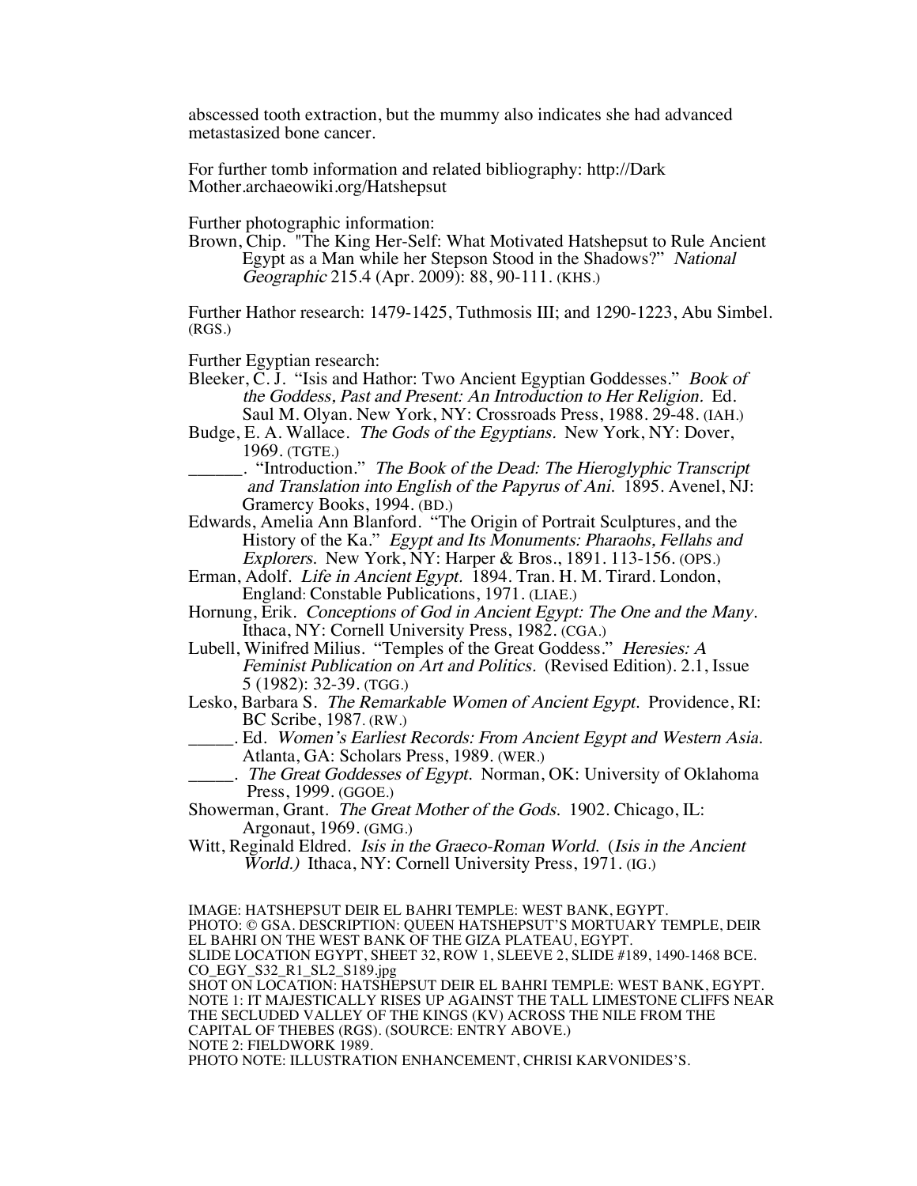abscessed tooth extraction, but the mummy also indicates she had advanced metastasized bone cancer.

For further tomb information and related bibliography: http://Dark Mother.archaeowiki.org/Hatshepsut

Further photographic information:

Brown, Chip. "The King Her-Self: What Motivated Hatshepsut to Rule Ancient Egypt as a Man while her Stepson Stood in the Shadows?" *National Geographic* 215.4 (Apr. 2009): 88, 90-111. (KHS.)

Further Hathor research: 1479-1425, Tuthmosis III; and 1290-1223, Abu Simbel. (RGS.)

Further Egyptian research:

Bleeker, C. J. "Isis and Hathor: Two Ancient Egyptian Goddesses." *Book of the Goddess, Past and Present: An Introduction to Her Religion.* Ed. Saul M. Olyan. New York, NY: Crossroads Press, 1988. 29-48. (IAH.)

Budge, E. A. Wallace. *The Gods of the Egyptians.* New York, NY: Dover, 1969. (TGTE.)

______. "Introduction." *The Book of the Dead: The Hieroglyphic Transcript and Translation into English of the Papyrus of Ani.* 1895. Avenel, NJ: Gramercy Books, 1994. (BD.)

Edwards, Amelia Ann Blanford. "The Origin of Portrait Sculptures, and the History of the Ka." *Egypt and Its Monuments: Pharaohs, Fellahs and Explorers.* New York, NY: Harper & Bros., 1891. 113-156. (OPS.)

Erman, Adolf. *Life in Ancient Egypt.* 1894. Tran. H. M. Tirard. London, England: Constable Publications, 1971. (LIAE.)

Hornung, Erik. *Conceptions of God in Ancient Egypt: The One and the Many.* Ithaca, NY: Cornell University Press, 1982. (CGA.)

Lubell, Winifred Milius. "Temples of the Great Goddess." *Heresies: A Feminist Publication on Art and Politics.* (Revised Edition). 2.1, Issue 5 (1982): 32-39. (TGG.)

Lesko, Barbara S. *The Remarkable Women of Ancient Egypt.* Providence, RI: BC Scribe, 1987. (RW.)

_____. Ed. *Women's Earliest Records: From Ancient Egypt and Western Asia.* Atlanta, GA: Scholars Press, 1989. (WER.)

_____. *The Great Goddesses of Egypt.* Norman, OK: University of Oklahoma Press, 1999. (GGOE.)

Showerman, Grant. *The Great Mother of the Gods.* 1902. Chicago, IL: Argonaut, 1969. (GMG.)

Witt, Reginald Eldred. *Isis in the Graeco-Roman World.* (*Isis in the Ancient World.)* Ithaca, NY: Cornell University Press, 1971. (IG.)

IMAGE: HATSHEPSUT DEIR EL BAHRI TEMPLE: WEST BANK, EGYPT.
PHOTO: © GSA. DESCRIPTION: QUEEN HATSHEPSUT'S MORTUARY TEMPLE, DEIR EL BAHRI ON THE WEST BANK OF THE GIZA PLATEAU, EGYPT.
SLIDE LOCATION EGYPT, SHEET 32, ROW 1, SLEEVE 2, SLIDE #189, 1490-1468 BCE.
CO_EGY_S32_R1_SL2_S189.jpg
SHOT ON LOCATION: HATSHEPSUT DEIR EL BAHRI TEMPLE: WEST BANK, EGYPT.
NOTE 1: IT MAJESTICALLY RISES UP AGAINST THE TALL LIMESTONE CLIFFS NEAR THE SECLUDED VALLEY OF THE KINGS (KV) ACROSS THE NILE FROM THE CAPITAL OF THEBES (RGS). (SOURCE: ENTRY ABOVE.)
NOTE 2: FIELDWORK 1989.
PHOTO NOTE: ILLUSTRATION ENHANCEMENT, CHRISI KARVONIDES'S.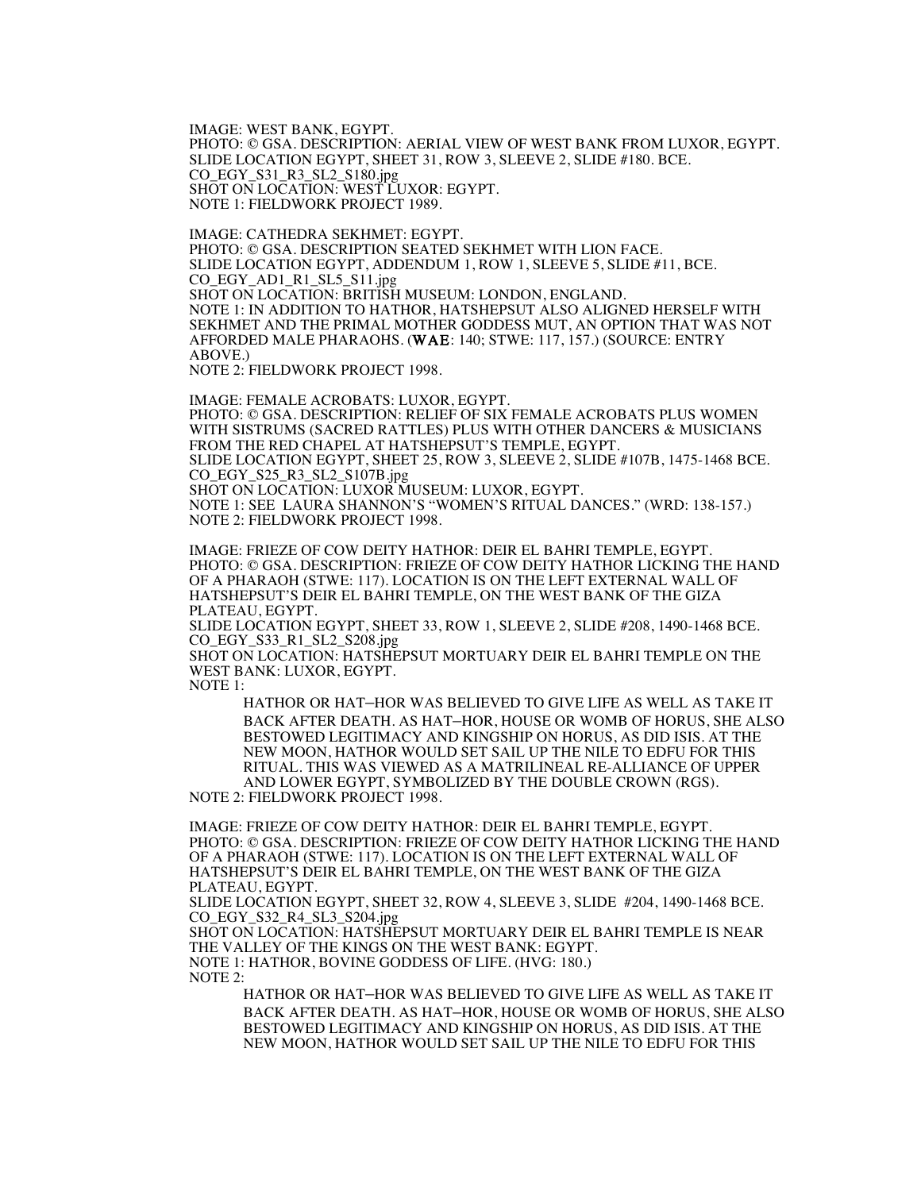IMAGE: WEST BANK, EGYPT.
PHOTO: © GSA. DESCRIPTION: AERIAL VIEW OF WEST BANK FROM LUXOR, EGYPT.
SLIDE LOCATION EGYPT, SHEET 31, ROW 3, SLEEVE 2, SLIDE #180. BCE.
CO_EGY_S31_R3_SL2_S180.jpg
SHOT ON LOCATION: WEST LUXOR: EGYPT.
NOTE 1: FIELDWORK PROJECT 1989.

IMAGE: CATHEDRA SEKHMET: EGYPT.
PHOTO: © GSA. DESCRIPTION SEATED SEKHMET WITH LION FACE.
SLIDE LOCATION EGYPT, ADDENDUM 1, ROW 1, SLEEVE 5, SLIDE #11, BCE.
CO_EGY_AD1_R1_SL5_S11.jpg
SHOT ON LOCATION: BRITISH MUSEUM: LONDON, ENGLAND.
NOTE 1: IN ADDITION TO HATHOR, HATSHEPSUT ALSO ALIGNED HERSELF WITH SEKHMET AND THE PRIMAL MOTHER GODDESS MUT, AN OPTION THAT WAS NOT AFFORDED MALE PHARAOHS. (**WAE**: 140; STWE: 117, 157.) (SOURCE: ENTRY ABOVE.)
NOTE 2: FIELDWORK PROJECT 1998.

IMAGE: FEMALE ACROBATS: LUXOR, EGYPT.
PHOTO: © GSA. DESCRIPTION: RELIEF OF SIX FEMALE ACROBATS PLUS WOMEN WITH SISTRUMS (SACRED RATTLES) PLUS WITH OTHER DANCERS & MUSICIANS FROM THE RED CHAPEL AT HATSHEPSUT'S TEMPLE, EGYPT.
SLIDE LOCATION EGYPT, SHEET 25, ROW 3, SLEEVE 2, SLIDE #107B, 1475-1468 BCE.
CO_EGY_S25_R3_SL2_S107B.jpg
SHOT ON LOCATION: LUXOR MUSEUM: LUXOR, EGYPT.
NOTE 1: SEE LAURA SHANNON'S "WOMEN'S RITUAL DANCES." (WRD: 138-157.)
NOTE 2: FIELDWORK PROJECT 1998.

IMAGE: FRIEZE OF COW DEITY HATHOR: DEIR EL BAHRI TEMPLE, EGYPT.
PHOTO: © GSA. DESCRIPTION: FRIEZE OF COW DEITY HATHOR LICKING THE HAND OF A PHARAOH (STWE: 117). LOCATION IS ON THE LEFT EXTERNAL WALL OF HATSHEPSUT'S DEIR EL BAHRI TEMPLE, ON THE WEST BANK OF THE GIZA PLATEAU, EGYPT.
SLIDE LOCATION EGYPT, SHEET 33, ROW 1, SLEEVE 2, SLIDE #208, 1490-1468 BCE.
CO_EGY_S33_R1_SL2_S208.jpg
SHOT ON LOCATION: HATSHEPSUT MORTUARY DEIR EL BAHRI TEMPLE ON THE WEST BANK: LUXOR, EGYPT.
NOTE 1:

> HATHOR OR HAT–HOR WAS BELIEVED TO GIVE LIFE AS WELL AS TAKE IT BACK AFTER DEATH. AS HAT–HOR, HOUSE OR WOMB OF HORUS, SHE ALSO BESTOWED LEGITIMACY AND KINGSHIP ON HORUS, AS DID ISIS. AT THE NEW MOON, HATHOR WOULD SET SAIL UP THE NILE TO EDFU FOR THIS RITUAL. THIS WAS VIEWED AS A MATRILINEAL RE-ALLIANCE OF UPPER AND LOWER EGYPT, SYMBOLIZED BY THE DOUBLE CROWN (RGS).

NOTE 2: FIELDWORK PROJECT 1998.

IMAGE: FRIEZE OF COW DEITY HATHOR: DEIR EL BAHRI TEMPLE, EGYPT.
PHOTO: © GSA. DESCRIPTION: FRIEZE OF COW DEITY HATHOR LICKING THE HAND OF A PHARAOH (STWE: 117). LOCATION IS ON THE LEFT EXTERNAL WALL OF HATSHEPSUT'S DEIR EL BAHRI TEMPLE, ON THE WEST BANK OF THE GIZA PLATEAU, EGYPT.
SLIDE LOCATION EGYPT, SHEET 32, ROW 4, SLEEVE 3, SLIDE #204, 1490-1468 BCE.
CO_EGY_S32_R4_SL3_S204.jpg
SHOT ON LOCATION: HATSHEPSUT MORTUARY DEIR EL BAHRI TEMPLE IS NEAR THE VALLEY OF THE KINGS ON THE WEST BANK: EGYPT.
NOTE 1: HATHOR, BOVINE GODDESS OF LIFE. (HVG: 180.)
NOTE 2:

> HATHOR OR HAT–HOR WAS BELIEVED TO GIVE LIFE AS WELL AS TAKE IT BACK AFTER DEATH. AS HAT–HOR, HOUSE OR WOMB OF HORUS, SHE ALSO BESTOWED LEGITIMACY AND KINGSHIP ON HORUS, AS DID ISIS. AT THE NEW MOON, HATHOR WOULD SET SAIL UP THE NILE TO EDFU FOR THIS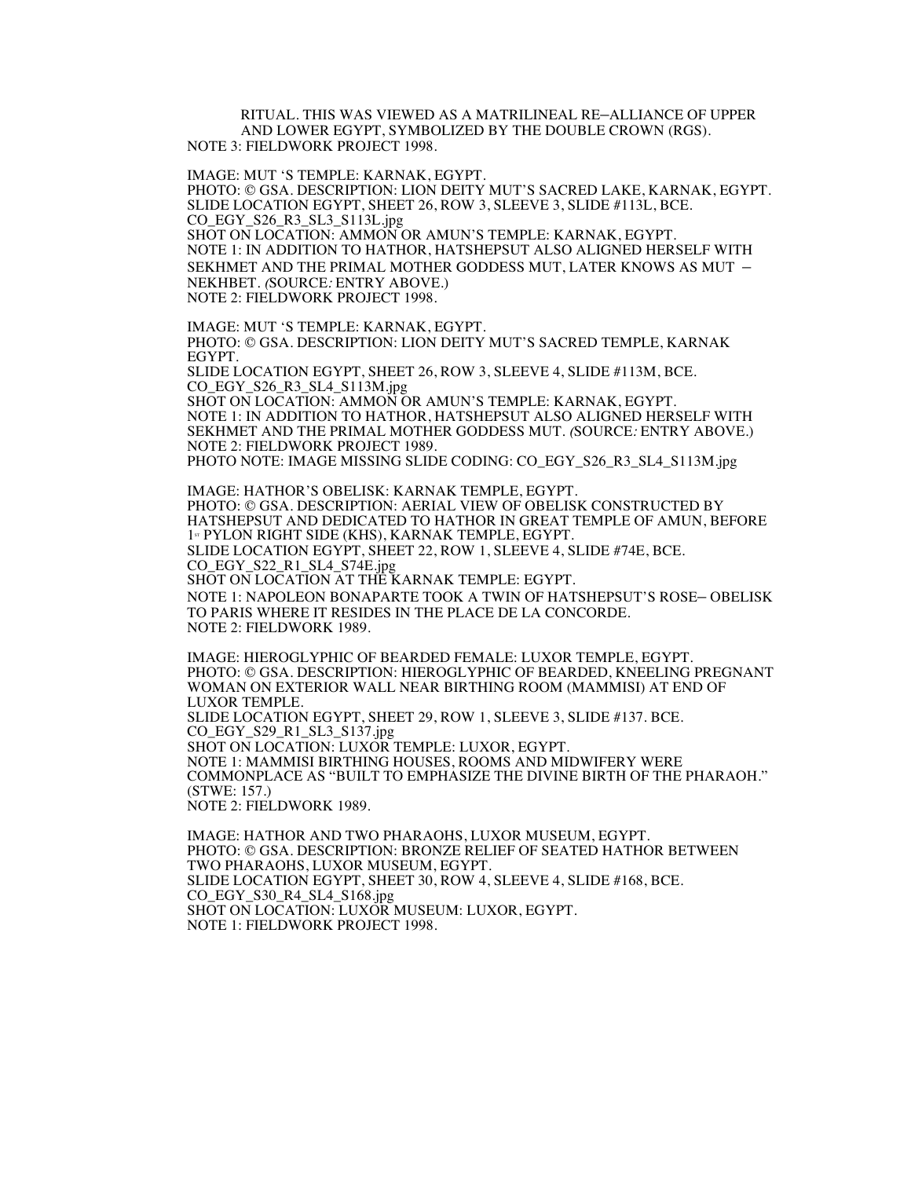RITUAL. THIS WAS VIEWED AS A MATRILINEAL RE–ALLIANCE OF UPPER AND LOWER EGYPT, SYMBOLIZED BY THE DOUBLE CROWN (RGS).
NOTE 3: FIELDWORK PROJECT 1998.

IMAGE: MUT 'S TEMPLE: KARNAK, EGYPT.
PHOTO: © GSA. DESCRIPTION: LION DEITY MUT'S SACRED LAKE, KARNAK, EGYPT.
SLIDE LOCATION EGYPT, SHEET 26, ROW 3, SLEEVE 3, SLIDE #113L, BCE.
CO_EGY_S26_R3_SL3_S113L.jpg
SHOT ON LOCATION: AMMON OR AMUN'S TEMPLE: KARNAK, EGYPT.
NOTE 1: IN ADDITION TO HATHOR, HATSHEPSUT ALSO ALIGNED HERSELF WITH SEKHMET AND THE PRIMAL MOTHER GODDESS MUT, LATER KNOWS AS MUT – NEKHBET. *(*SOURCE*:* ENTRY ABOVE.)
NOTE 2: FIELDWORK PROJECT 1998.

IMAGE: MUT 'S TEMPLE: KARNAK, EGYPT.
PHOTO: © GSA. DESCRIPTION: LION DEITY MUT'S SACRED TEMPLE, KARNAK EGYPT.
SLIDE LOCATION EGYPT, SHEET 26, ROW 3, SLEEVE 4, SLIDE #113M, BCE.
CO_EGY_S26_R3_SL4_S113M.jpg
SHOT ON LOCATION: AMMON OR AMUN'S TEMPLE: KARNAK, EGYPT.
NOTE 1: IN ADDITION TO HATHOR, HATSHEPSUT ALSO ALIGNED HERSELF WITH SEKHMET AND THE PRIMAL MOTHER GODDESS MUT. *(*SOURCE*:* ENTRY ABOVE.)
NOTE 2: FIELDWORK PROJECT 1989.
PHOTO NOTE: IMAGE MISSING SLIDE CODING: CO_EGY_S26_R3_SL4_S113M.jpg

IMAGE: HATHOR'S OBELISK: KARNAK TEMPLE, EGYPT.
PHOTO: © GSA. DESCRIPTION: AERIAL VIEW OF OBELISK CONSTRUCTED BY HATSHEPSUT AND DEDICATED TO HATHOR IN GREAT TEMPLE OF AMUN, BEFORE 1ST PYLON RIGHT SIDE (KHS), KARNAK TEMPLE, EGYPT.
SLIDE LOCATION EGYPT, SHEET 22, ROW 1, SLEEVE 4, SLIDE #74E, BCE.
CO_EGY_S22_R1_SL4_S74E.jpg
SHOT ON LOCATION AT THE KARNAK TEMPLE: EGYPT.
NOTE 1: NAPOLEON BONAPARTE TOOK A TWIN OF HATSHEPSUT'S ROSE– OBELISK TO PARIS WHERE IT RESIDES IN THE PLACE DE LA CONCORDE.
NOTE 2: FIELDWORK 1989.

IMAGE: HIEROGLYPHIC OF BEARDED FEMALE: LUXOR TEMPLE, EGYPT.
PHOTO: © GSA. DESCRIPTION: HIEROGLYPHIC OF BEARDED, KNEELING PREGNANT WOMAN ON EXTERIOR WALL NEAR BIRTHING ROOM (MAMMISI) AT END OF LUXOR TEMPLE.
SLIDE LOCATION EGYPT, SHEET 29, ROW 1, SLEEVE 3, SLIDE #137. BCE.
CO_EGY_S29_R1_SL3_S137.jpg
SHOT ON LOCATION: LUXOR TEMPLE: LUXOR, EGYPT.
NOTE 1: MAMMISI BIRTHING HOUSES, ROOMS AND MIDWIFERY WERE COMMONPLACE AS "BUILT TO EMPHASIZE THE DIVINE BIRTH OF THE PHARAOH." (STWE: 157.)
NOTE 2: FIELDWORK 1989.

IMAGE: HATHOR AND TWO PHARAOHS, LUXOR MUSEUM, EGYPT.
PHOTO: © GSA. DESCRIPTION: BRONZE RELIEF OF SEATED HATHOR BETWEEN TWO PHARAOHS, LUXOR MUSEUM, EGYPT.
SLIDE LOCATION EGYPT, SHEET 30, ROW 4, SLEEVE 4, SLIDE #168, BCE.
CO_EGY_S30_R4_SL4_S168.jpg
SHOT ON LOCATION: LUXOR MUSEUM: LUXOR, EGYPT.
NOTE 1: FIELDWORK PROJECT 1998.